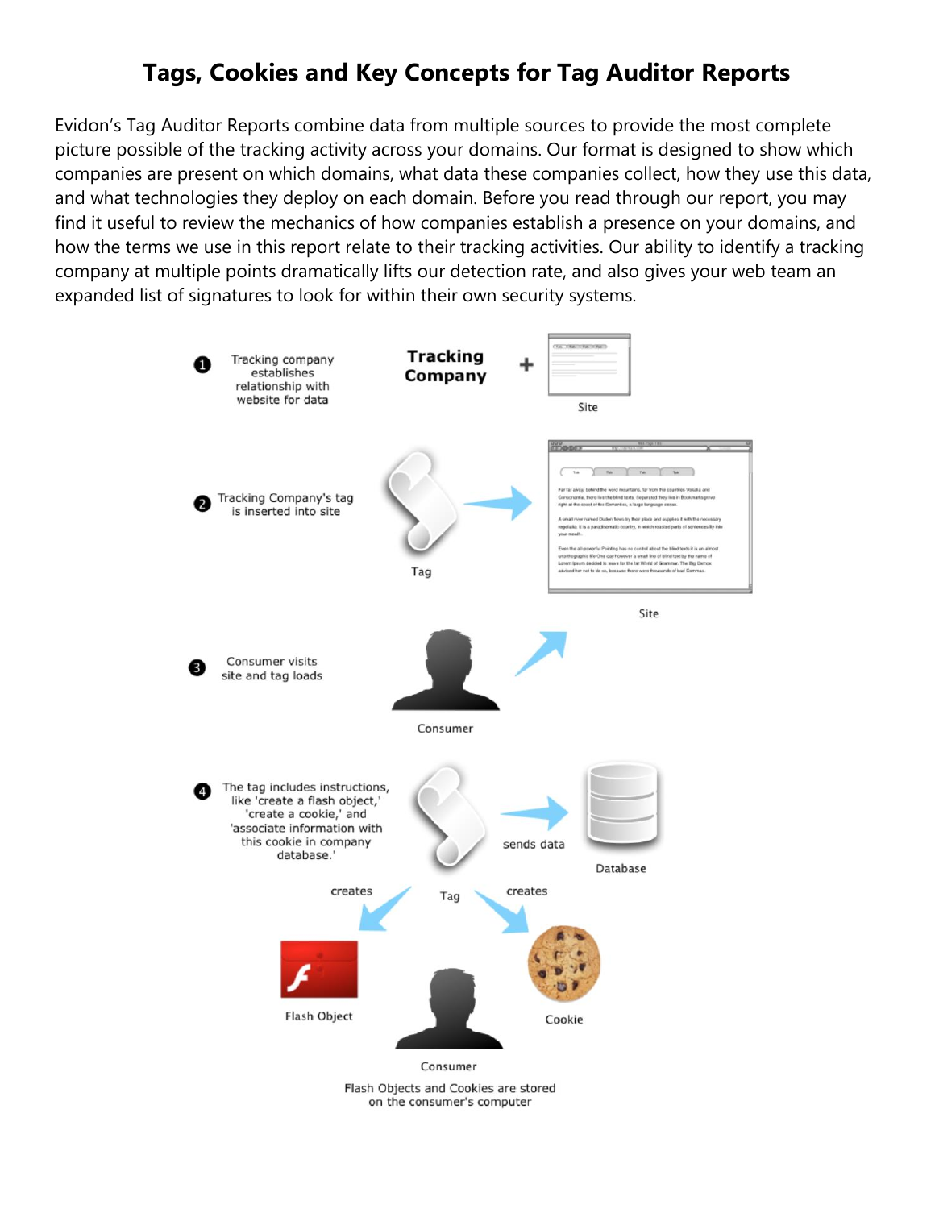# Tags, Cookies and Key Concepts for Tag Auditor Reports

Evidon's Tag Auditor Reports combine data from multiple sources to provide the most complete picture possible of the tracking activity across your domains. Our format is designed to show which companies are present on which domains, what data these companies collect, how they use this data, and what technologies they deploy on each domain. Before you read through our report, you may find it useful to review the mechanics of how companies establish a presence on your domains, and how the terms we use in this report relate to their tracking activities. Our ability to identify a tracking company at multiple points dramatically lifts our detection rate, and also gives your web team an expanded list of signatures to look for within their own security systems.

1. Tracking company establishes relationship with website for data

   Tracking Company + Site

2. Tracking Company's tag is inserted into site

   Tag → Site

3. Consumer visits site and tag loads

   Consumer

4. The tag includes instructions, like 'create a flash object,' 'create a cookie,' and 'associate information with this cookie in company database.'

   Tag — sends data → Database

   Tag — creates → Flash Object

   Tag — creates → Cookie

   Consumer

Flash Objects and Cookies are stored on the consumer's computer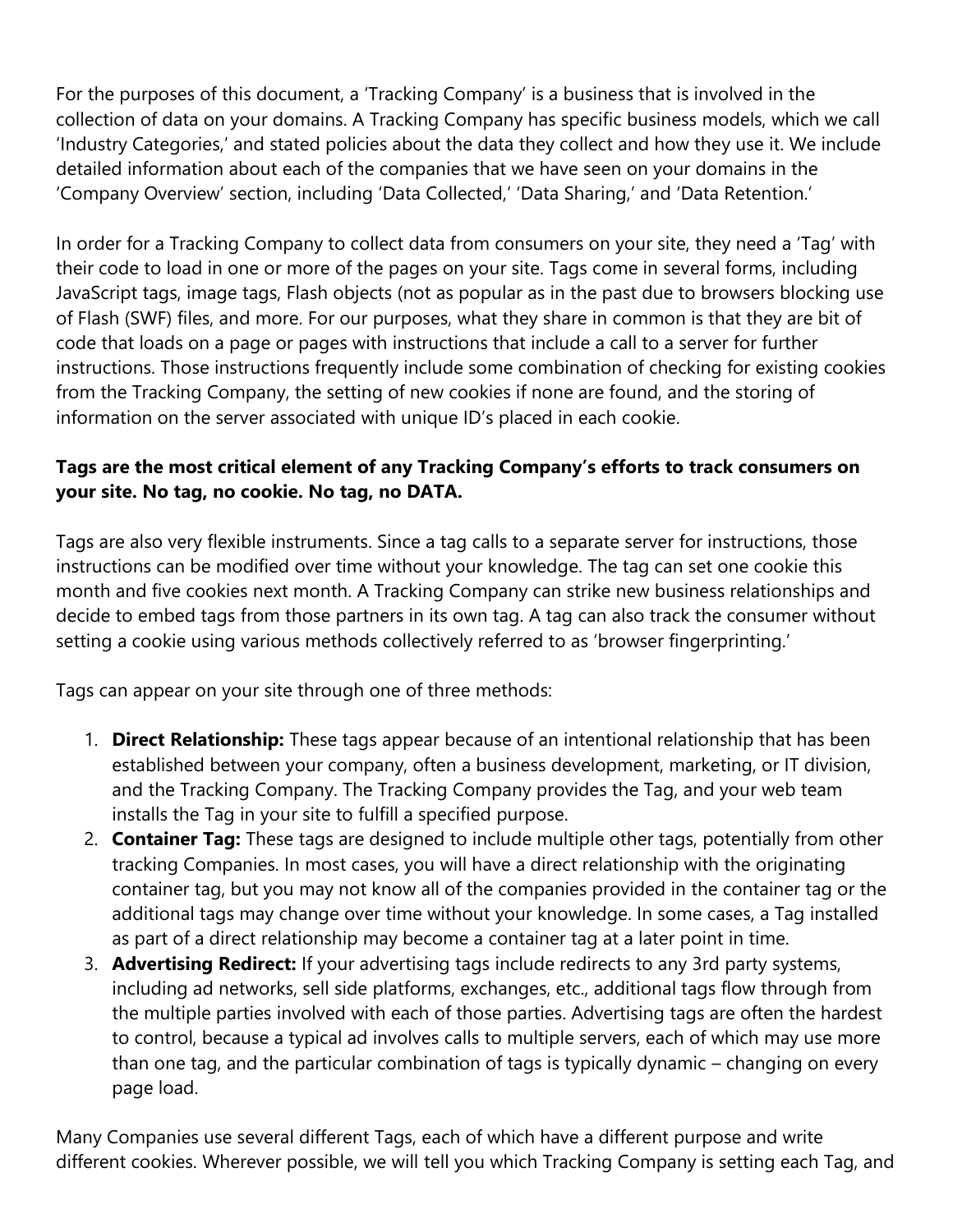For the purposes of this document, a 'Tracking Company' is a business that is involved in the collection of data on your domains. A Tracking Company has specific business models, which we call 'Industry Categories,' and stated policies about the data they collect and how they use it. We include detailed information about each of the companies that we have seen on your domains in the 'Company Overview' section, including 'Data Collected,' 'Data Sharing,' and 'Data Retention.'

In order for a Tracking Company to collect data from consumers on your site, they need a 'Tag' with their code to load in one or more of the pages on your site. Tags come in several forms, including JavaScript tags, image tags, Flash objects (not as popular as in the past due to browsers blocking use of Flash (SWF) files, and more. For our purposes, what they share in common is that they are bit of code that loads on a page or pages with instructions that include a call to a server for further instructions. Those instructions frequently include some combination of checking for existing cookies from the Tracking Company, the setting of new cookies if none are found, and the storing of information on the server associated with unique ID's placed in each cookie.

**Tags are the most critical element of any Tracking Company's efforts to track consumers on your site. No tag, no cookie. No tag, no DATA.**

Tags are also very flexible instruments. Since a tag calls to a separate server for instructions, those instructions can be modified over time without your knowledge. The tag can set one cookie this month and five cookies next month. A Tracking Company can strike new business relationships and decide to embed tags from those partners in its own tag. A tag can also track the consumer without setting a cookie using various methods collectively referred to as 'browser fingerprinting.'

Tags can appear on your site through one of three methods:

1. **Direct Relationship:** These tags appear because of an intentional relationship that has been established between your company, often a business development, marketing, or IT division, and the Tracking Company. The Tracking Company provides the Tag, and your web team installs the Tag in your site to fulfill a specified purpose.
2. **Container Tag:** These tags are designed to include multiple other tags, potentially from other tracking Companies. In most cases, you will have a direct relationship with the originating container tag, but you may not know all of the companies provided in the container tag or the additional tags may change over time without your knowledge. In some cases, a Tag installed as part of a direct relationship may become a container tag at a later point in time.
3. **Advertising Redirect:** If your advertising tags include redirects to any 3rd party systems, including ad networks, sell side platforms, exchanges, etc., additional tags flow through from the multiple parties involved with each of those parties. Advertising tags are often the hardest to control, because a typical ad involves calls to multiple servers, each of which may use more than one tag, and the particular combination of tags is typically dynamic – changing on every page load.

Many Companies use several different Tags, each of which have a different purpose and write different cookies. Wherever possible, we will tell you which Tracking Company is setting each Tag, and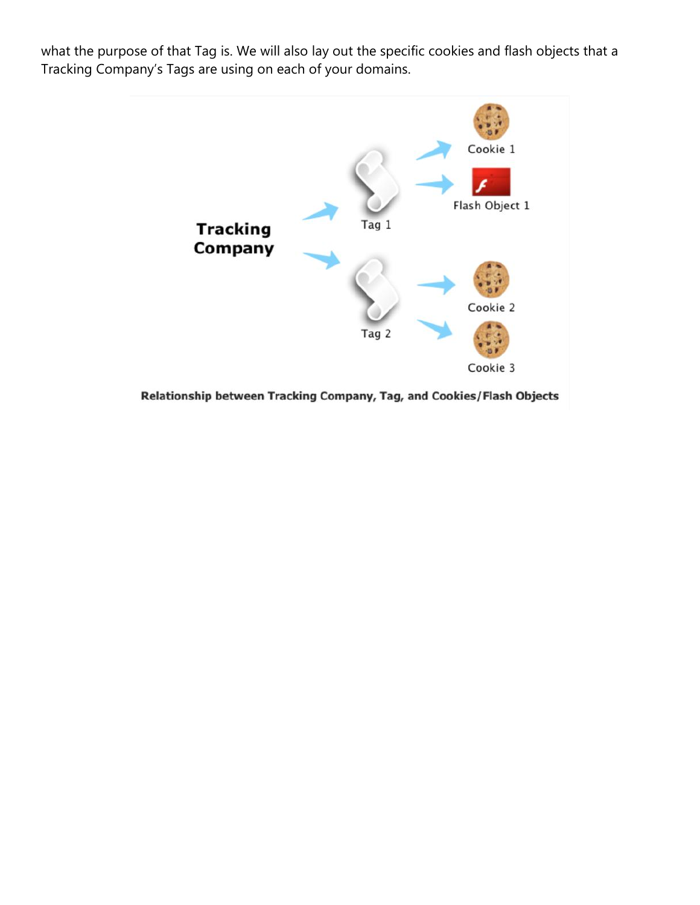what the purpose of that Tag is. We will also lay out the specific cookies and flash objects that a Tracking Company's Tags are using on each of your domains.

Tracking Company

Tag 1

Cookie 1

Flash Object 1

Tag 2

Cookie 2

Cookie 3

**Relationship between Tracking Company, Tag, and Cookies/Flash Objects**